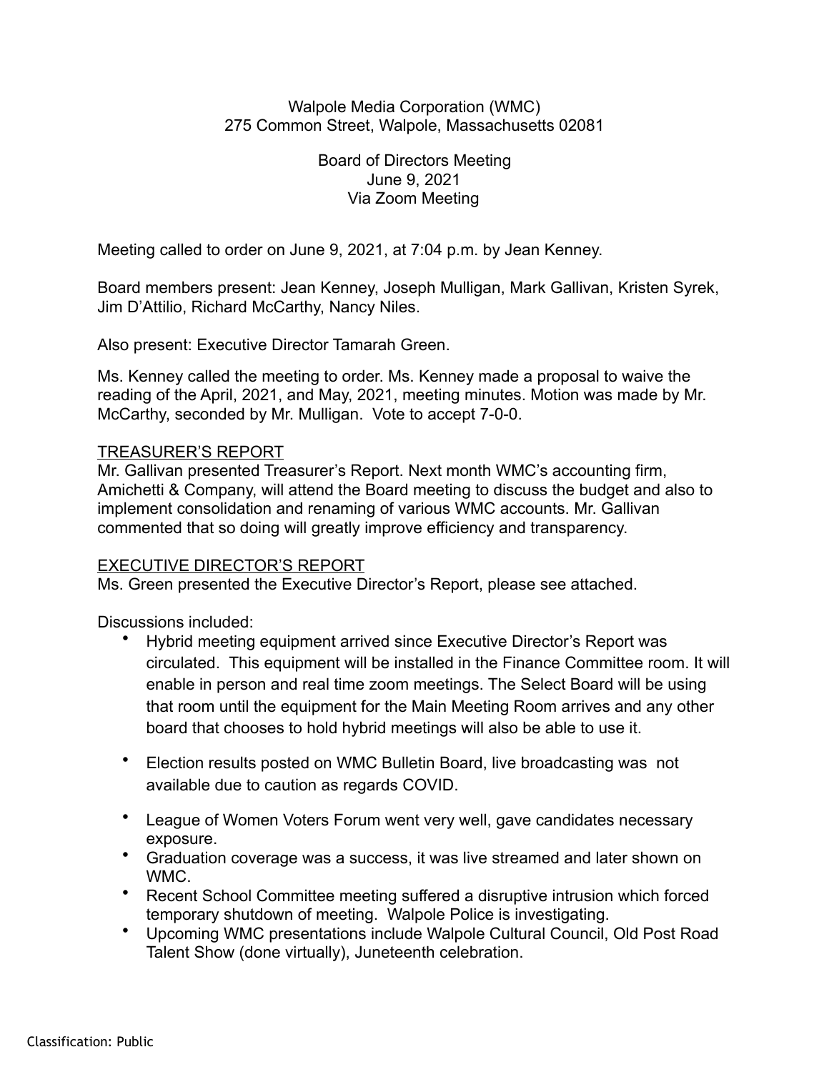Walpole Media Corporation (WMC)
275 Common Street, Walpole, Massachusetts 02081

Board of Directors Meeting
June 9, 2021
Via Zoom Meeting

Meeting called to order on June 9, 2021, at 7:04 p.m. by Jean Kenney.

Board members present: Jean Kenney, Joseph Mulligan, Mark Gallivan, Kristen Syrek, Jim D'Attilio, Richard McCarthy, Nancy Niles.

Also present: Executive Director Tamarah Green.

Ms. Kenney called the meeting to order. Ms. Kenney made a proposal to waive the reading of the April, 2021, and May, 2021, meeting minutes. Motion was made by Mr. McCarthy, seconded by Mr. Mulligan. Vote to accept 7-0-0.

## TREASURER'S REPORT

Mr. Gallivan presented Treasurer's Report. Next month WMC's accounting firm, Amichetti & Company, will attend the Board meeting to discuss the budget and also to implement consolidation and renaming of various WMC accounts. Mr. Gallivan commented that so doing will greatly improve efficiency and transparency.

## EXECUTIVE DIRECTOR'S REPORT

Ms. Green presented the Executive Director's Report, please see attached.

Discussions included:

- Hybrid meeting equipment arrived since Executive Director's Report was circulated. This equipment will be installed in the Finance Committee room. It will enable in person and real time zoom meetings. The Select Board will be using that room until the equipment for the Main Meeting Room arrives and any other board that chooses to hold hybrid meetings will also be able to use it.
- Election results posted on WMC Bulletin Board, live broadcasting was not available due to caution as regards COVID.
- League of Women Voters Forum went very well, gave candidates necessary exposure.
- Graduation coverage was a success, it was live streamed and later shown on WMC.
- Recent School Committee meeting suffered a disruptive intrusion which forced temporary shutdown of meeting. Walpole Police is investigating.
- Upcoming WMC presentations include Walpole Cultural Council, Old Post Road Talent Show (done virtually), Juneteenth celebration.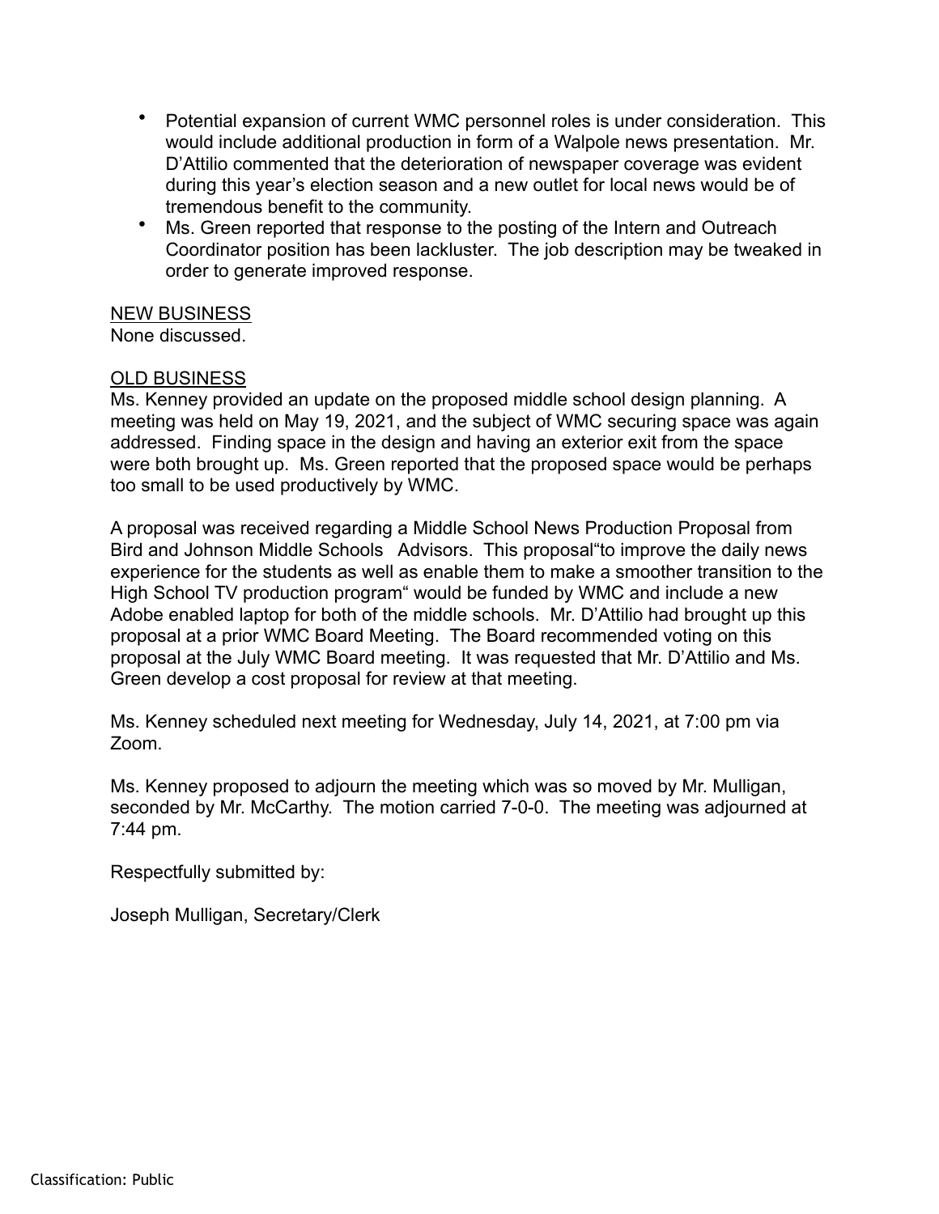- Potential expansion of current WMC personnel roles is under consideration. This would include additional production in form of a Walpole news presentation. Mr. D'Attilio commented that the deterioration of newspaper coverage was evident during this year's election season and a new outlet for local news would be of tremendous benefit to the community.
- Ms. Green reported that response to the posting of the Intern and Outreach Coordinator position has been lackluster. The job description may be tweaked in order to generate improved response.

<u>NEW BUSINESS</u>
None discussed.

<u>OLD BUSINESS</u>
Ms. Kenney provided an update on the proposed middle school design planning. A meeting was held on May 19, 2021, and the subject of WMC securing space was again addressed. Finding space in the design and having an exterior exit from the space were both brought up. Ms. Green reported that the proposed space would be perhaps too small to be used productively by WMC.

A proposal was received regarding a Middle School News Production Proposal from Bird and Johnson Middle Schools Advisors. This proposal"to improve the daily news experience for the students as well as enable them to make a smoother transition to the High School TV production program" would be funded by WMC and include a new Adobe enabled laptop for both of the middle schools. Mr. D'Attilio had brought up this proposal at a prior WMC Board Meeting. The Board recommended voting on this proposal at the July WMC Board meeting. It was requested that Mr. D'Attilio and Ms. Green develop a cost proposal for review at that meeting.

Ms. Kenney scheduled next meeting for Wednesday, July 14, 2021, at 7:00 pm via Zoom.

Ms. Kenney proposed to adjourn the meeting which was so moved by Mr. Mulligan, seconded by Mr. McCarthy. The motion carried 7-0-0. The meeting was adjourned at 7:44 pm.

Respectfully submitted by:

Joseph Mulligan, Secretary/Clerk

Classification: Public